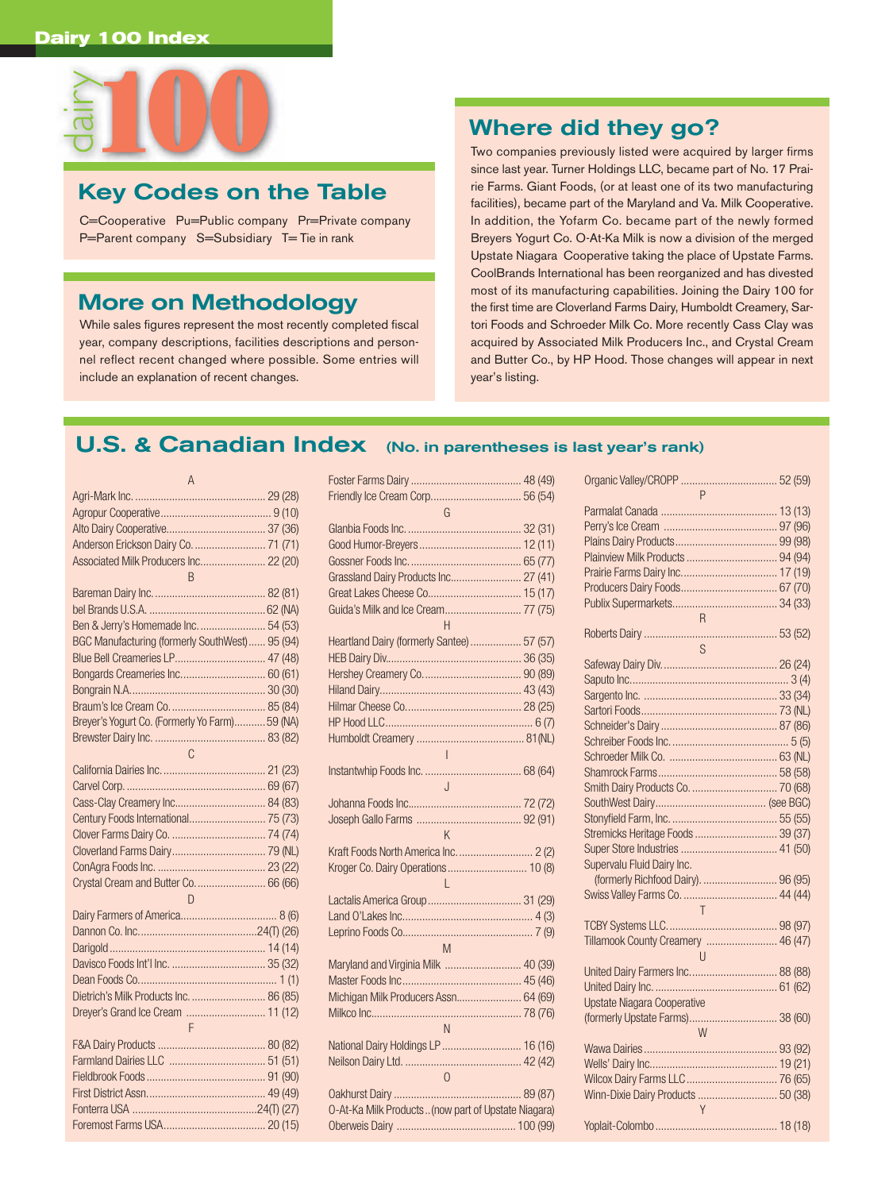# Dairy 100 Index

dairy 100

## Key Codes on the Table

C=Cooperative Pu=Public company Pr=Private company
P=Parent company S=Subsidiary T= Tie in rank

## More on Methodology

While sales figures represent the most recently completed fiscal year, company descriptions, facilities descriptions and personnel reflect recent changed where possible. Some entries will include an explanation of recent changes.

## Where did they go?

Two companies previously listed were acquired by larger firms since last year. Turner Holdings LLC, became part of No. 17 Prairie Farms. Giant Foods, (or at least one of its two manufacturing facilities), became part of the Maryland and Va. Milk Cooperative. In addition, the Yofarm Co. became part of the newly formed Breyers Yogurt Co. O-At-Ka Milk is now a division of the merged Upstate Niagara Cooperative taking the place of Upstate Farms. CoolBrands International has been reorganized and has divested most of its manufacturing capabilities. Joining the Dairy 100 for the first time are Cloverland Farms Dairy, Humboldt Creamery, Sartori Foods and Schroeder Milk Co. More recently Cass Clay was acquired by Associated Milk Producers Inc., and Crystal Cream and Butter Co., by HP Hood. Those changes will appear in next year's listing.

## U.S. & Canadian Index (No. in parentheses is last year's rank)

**A**

- Agri-Mark Inc. .......... 29 (28)
- Agropur Cooperative .......... 9 (10)
- Alto Dairy Cooperative .......... 37 (36)
- Anderson Erickson Dairy Co. .......... 71 (71)
- Associated Milk Producers Inc. .......... 22 (20)

**B**

- Bareman Dairy Inc. .......... 82 (81)
- bel Brands U.S.A. .......... 62 (NA)
- Ben & Jerry's Homemade Inc. .......... 54 (53)
- BGC Manufacturing (formerly SouthWest) .......... 95 (94)
- Blue Bell Creameries LP .......... 47 (48)
- Bongards Creameries Inc. .......... 60 (61)
- Bongrain N.A. .......... 30 (30)
- Braum's Ice Cream Co. .......... 85 (84)
- Breyer's Yogurt Co. (Formerly Yo Farm) .......... 59 (NA)
- Brewster Dairy Inc. .......... 83 (82)

**C**

- California Dairies Inc. .......... 21 (23)
- Carvel Corp. .......... 69 (67)
- Cass-Clay Creamery Inc. .......... 84 (83)
- Century Foods International .......... 75 (73)
- Clover Farms Dairy Co. .......... 74 (74)
- Cloverland Farms Dairy .......... 79 (NL)
- ConAgra Foods Inc. .......... 23 (22)
- Crystal Cream and Butter Co. .......... 66 (66)

**D**

- Dairy Farmers of America .......... 8 (6)
- Dannon Co. Inc. .......... 24(T) (26)
- Darigold .......... 14 (14)
- Davisco Foods Int'l Inc. .......... 35 (32)
- Dean Foods Co. .......... 1 (1)
- Dietrich's Milk Products Inc. .......... 86 (85)
- Dreyer's Grand Ice Cream .......... 11 (12)

**F**

- F&A Dairy Products .......... 80 (82)
- Farmland Dairies LLC .......... 51 (51)
- Fieldbrook Foods .......... 91 (90)
- First District Assn. .......... 49 (49)
- Fonterra USA .......... 24(T) (27)
- Foremost Farms USA .......... 20 (15)
- Foster Farms Dairy .......... 48 (49)
- Friendly Ice Cream Corp. .......... 56 (54)

**G**

- Glanbia Foods Inc. .......... 32 (31)
- Good Humor-Breyers .......... 12 (11)
- Gossner Foods Inc. .......... 65 (77)
- Grassland Dairy Products Inc. .......... 27 (41)
- Great Lakes Cheese Co. .......... 15 (17)
- Guida's Milk and Ice Cream .......... 77 (75)

**H**

- Heartland Dairy (formerly Santee) .......... 57 (57)
- HEB Dairy Div. .......... 36 (35)
- Hershey Creamery Co. .......... 90 (89)
- Hiland Dairy .......... 43 (43)
- Hilmar Cheese Co. .......... 28 (25)
- HP Hood LLC .......... 6 (7)
- Humboldt Creamery .......... 81(NL)

**I**

- Instantwhip Foods Inc. .......... 68 (64)

**J**

- Johanna Foods Inc. .......... 72 (72)
- Joseph Gallo Farms .......... 92 (91)

**K**

- Kraft Foods North America Inc. .......... 2 (2)
- Kroger Co. Dairy Operations .......... 10 (8)

**L**

- Lactalis America Group .......... 31 (29)
- Land O'Lakes Inc. .......... 4 (3)
- Leprino Foods Co. .......... 7 (9)

**M**

- Maryland and Virginia Milk .......... 40 (39)
- Master Foods Inc. .......... 45 (46)
- Michigan Milk Producers Assn. .......... 64 (69)
- Milkco Inc. .......... 78 (76)

**N**

- National Dairy Holdings LP .......... 16 (16)
- Neilson Dairy Ltd. .......... 42 (42)

**O**

- Oakhurst Dairy .......... 89 (87)
- O-At-Ka Milk Products .. (now part of Upstate Niagara)
- Oberweis Dairy .......... 100 (99)
- Organic Valley/CROPP .......... 52 (59)

**P**

- Parmalat Canada .......... 13 (13)
- Perry's Ice Cream .......... 97 (96)
- Plains Dairy Products .......... 99 (98)
- Plainview Milk Products .......... 94 (94)
- Prairie Farms Dairy Inc. .......... 17 (19)
- Producers Dairy Foods .......... 67 (70)
- Publix Supermarkets .......... 34 (33)

**R**

- Roberts Dairy .......... 53 (52)

**S**

- Safeway Dairy Div. .......... 26 (24)
- Saputo Inc. .......... 3 (4)
- Sargento Inc. .......... 33 (34)
- Sartori Foods .......... 73 (NL)
- Schneider's Dairy .......... 87 (86)
- Schreiber Foods Inc. .......... 5 (5)
- Schroeder Milk Co. .......... 63 (NL)
- Shamrock Farms .......... 58 (58)
- Smith Dairy Products Co. .......... 70 (68)
- SouthWest Dairy .......... (see BGC)
- Stonyfield Farm, Inc. .......... 55 (55)
- Stremicks Heritage Foods .......... 39 (37)
- Super Store Industries .......... 41 (50)
- Supervalu Fluid Dairy Inc. (formerly Richfood Dairy) .......... 96 (95)
- Swiss Valley Farms Co. .......... 44 (44)

**T**

- TCBY Systems LLC .......... 98 (97)
- Tillamook County Creamery .......... 46 (47)

**U**

- United Dairy Farmers Inc. .......... 88 (88)
- United Dairy Inc. .......... 61 (62)
- Upstate Niagara Cooperative (formerly Upstate Farms) .......... 38 (60)

**W**

- Wawa Dairies .......... 93 (92)
- Wells' Dairy Inc. .......... 19 (21)
- Wilcox Dairy Farms LLC .......... 76 (65)
- Winn-Dixie Dairy Products .......... 50 (38)

**Y**

- Yoplait-Colombo .......... 18 (18)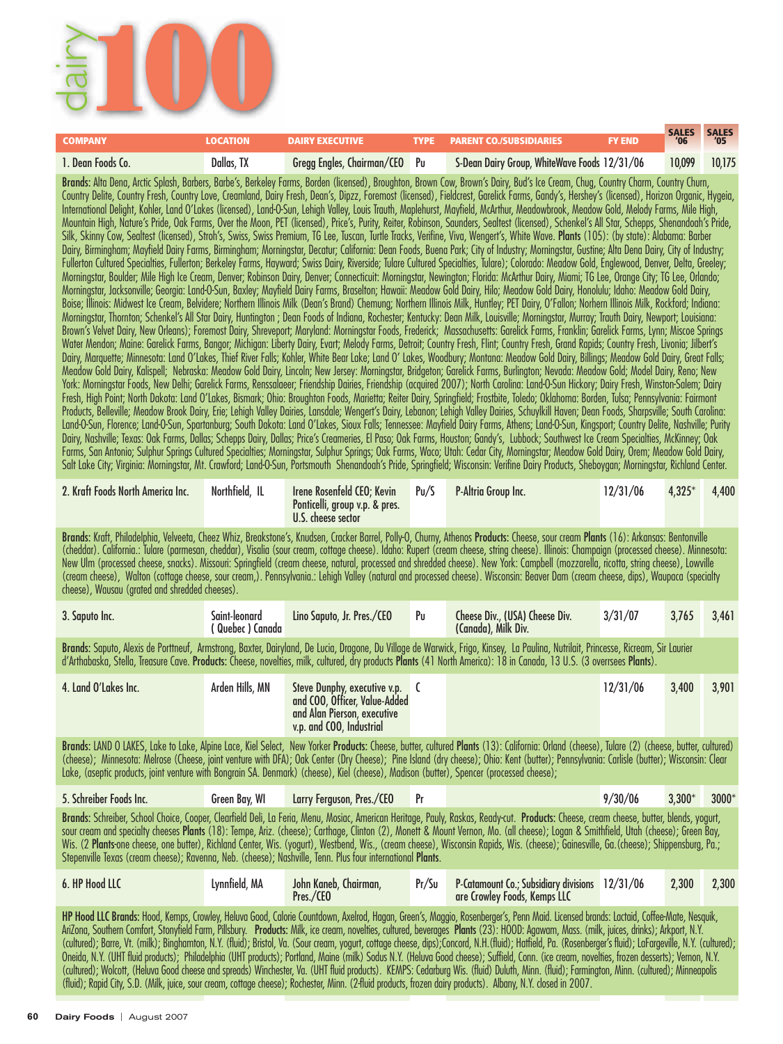# dairy 100

| COMPANY | LOCATION | DAIRY EXECUTIVE | TYPE | PARENT CO./SUBSIDIARIES | FY END | SALES '06 | SALES '05 |
|---|---|---|---|---|---|---|---|
| 1. Dean Foods Co. | Dallas, TX | Gregg Engles, Chairman/CEO | Pu | S-Dean Dairy Group, WhiteWave Foods | 12/31/06 | 10,099 | 10,175 |

**Brands**: Alta Dena, Arctic Splash, Barbers, Barbe's, Berkeley Farms, Borden (licensed), Broughton, Brown Cow, Brown's Dairy, Bud's Ice Cream, Chug, Country Charm, Country Churn, Country Delite, Country Fresh, Country Love, Creamland, Dairy Fresh, Dean's, Dipzz, Foremost (licensed), Fieldcrest, Garelick Farms, Gandy's, Hershey's (licensed), Horizon Organic, Hygeia, International Delight, Kohler, Land O'Lakes (licensed), Land-O-Sun, Lehigh Valley, Louis Trauth, Maplehurst, Mayfield, McArthur, Meadowbrook, Meadow Gold, Melody Farms, Mile High, Mountain High, Nature's Pride, Oak Farms, Over the Moon, PET (licensed), Price's, Purity, Reiter, Robinson, Saunders, Sealtest (licensed), Schenkel's All Star, Schepps, Shenandoah's Pride, Silk, Skinny Cow, Sealtest (licensed), Stroh's, Swiss, Swiss Premium, TG Lee, Tuscan, Turtle Tracks, Verifine, Viva, Wengert's, White Wave. **Plants** (105): (by state): Alabama: Barber Dairy, Birmingham; Mayfield Dairy Farms, Birmingham; Morningstar, Decatur; California: Dean Foods, Buena Park; City of Industry; Morningstar, Gustine; Alta Dena Dairy, City of Industry; Fullerton Cultured Specialties, Fullerton; Berkeley Farms, Hayward; Swiss Dairy, Riverside; Tulare Cultured Specialties, Tulare); Colorado: Meadow Gold, Englewood, Denver, Delta, Greeley; Morningstar, Boulder; Mile High Ice Cream, Denver; Robinson Dairy, Denver; Connecticut: Morningstar, Newington; Florida: McArthur Dairy, Miami; TG Lee, Orange City; TG Lee, Orlando; Morningstar, Jacksonville; Georgia: Land-O-Sun, Baxley; Mayfield Dairy Farms, Braselton; Hawaii: Meadow Gold Dairy, Hilo; Meadow Gold Dairy, Honolulu; Idaho: Meadow Gold Dairy, Boise; Illinois: Midwest Ice Cream, Belvidere; Northern Illinois Milk (Dean's Brand) Chemung; Northern Illinois Milk, Huntley; PET Dairy, O'Fallon; Northern Illinois Milk, Rockford; Indiana: Morningstar, Thornton; Schenkel's All Star Dairy, Huntington ; Dean Foods of Indiana, Rochester; Kentucky: Dean Milk, Louisville; Morningstar, Murray; Trauth Dairy, Newport; Louisiana: Brown's Velvet Dairy, New Orleans); Foremost Dairy, Shreveport; Maryland: Morningstar Foods, Frederick; Massachusetts: Garelick Farms, Franklin; Garelick Farms, Lynn; Miscoe Springs Water Mendon; Maine: Garelick Farms, Bangor; Michigan: Liberty Dairy, Evart; Melody Farms, Detroit; Country Fresh, Flint; Country Fresh, Grand Rapids; Country Fresh, Livonia; Jilbert's Dairy, Marquette; Minnesota: Land O'Lakes, Thief River Falls; Kohler, White Bear Lake; Land O' Lakes, Woodbury; Montana: Meadow Gold Dairy, Billings; Meadow Gold Dairy, Great Falls; Meadow Gold Dairy, Kalispell; Nebraska: Meadow Gold Dairy, Lincoln; New Jersey: Morningstar, Bridgeton; Garelick Farms, Burlington; Nevada: Meadow Gold; Model Dairy, Reno; New York: Morningstar Foods, New Delhi; Garelick Farms, Renssalaeer; Friendship Dairies, Friendship (acquired 2007); North Carolina: Land-O-Sun Hickory; Dairy Fresh, Winston-Salem; Dairy Fresh, High Point; North Dakota: Land O'Lakes, Bismark; Ohio: Broughton Foods, Marietta; Reiter Dairy, Springfield; Frostbite, Toledo; Oklahoma: Borden, Tulsa; Pennsylvania: Fairmont Products, Belleville; Meadow Brook Dairy, Erie; Lehigh Valley Dairies, Lansdale; Wengert's Dairy, Lebanon; Lehigh Valley Dairies, Schuylkill Haven; Dean Foods, Sharpsville; South Carolina: Land-O-Sun, Florence; Land-O-Sun, Spartanburg; South Dakota: Land O'Lakes, Sioux Falls; Tennessee: Mayfield Dairy Farms, Athens; Land-O-Sun, Kingsport; Country Delite, Nashville; Purity Dairy, Nashville; Texas: Oak Farms, Dallas; Schepps Dairy, Dallas; Price's Creameries, El Paso; Oak Farms, Houston; Gandy's, Lubbock; Southwest Ice Cream Specialties, McKinney; Oak Farms, San Antonio; Sulphur Springs Cultured Specialties; Morningstar, Sulphur Springs; Oak Farms, Waco; Utah: Cedar City, Morningstar; Meadow Gold Dairy, Orem; Meadow Gold Dairy, Salt Lake City; Virginia: Morningstar, Mt. Crawford; Land-O-Sun, Portsmouth Shenandoah's Pride, Springfield; Wisconsin: Verifine Dairy Products, Sheboygan; Morningstar, Richland Center.

| COMPANY | LOCATION | DAIRY EXECUTIVE | TYPE | PARENT CO./SUBSIDIARIES | FY END | SALES '06 | SALES '05 |
|---|---|---|---|---|---|---|---|
| 2. Kraft Foods North America Inc. | Northfield, IL | Irene Rosenfeld CEO; Kevin Ponticelli, group v.p. & pres. U.S. cheese sector | Pu/S | P-Altria Group Inc. | 12/31/06 | 4,325* | 4,400 |

**Brands**: Kraft, Philadelphia, Velveeta, Cheez Whiz, Breakstone's, Knudsen, Cracker Barrel, Polly-O, Churny, Athenos **Products**: Cheese, sour cream **Plants** (16): Arkansas: Bentonville (cheddar). California.: Tulare (parmesan, cheddar), Visalia (sour cream, cottage cheese). Idaho: Rupert (cream cheese, string cheese). Illinois: Champaign (processed cheese). Minnesota: New Ulm (processed cheese, snacks). Missouri: Springfield (cream cheese, natural, processed and shredded cheese). New York: Campbell (mozzarella, ricotta, string cheese), Lowville (cream cheese), Walton (cottage cheese, sour cream,). Pennsylvania.: Lehigh Valley (natural and processed cheese). Wisconsin: Beaver Dam (cream cheese, dips), Waupaca (specialty cheese), Wausau (grated and shredded cheeses).

| COMPANY | LOCATION | DAIRY EXECUTIVE | TYPE | PARENT CO./SUBSIDIARIES | FY END | SALES '06 | SALES '05 |
|---|---|---|---|---|---|---|---|
| 3. Saputo Inc. | Saint-leonard ( Quebec ) Canada | Lino Saputo, Jr. Pres./CEO | Pu | Cheese Div., (USA) Cheese Div. (Canada), Milk Div. | 3/31/07 | 3,765 | 3,461 |

**Brands**: Saputo, Alexis de Portneuf, Armstrong, Baxter, Dairyland, De Lucia, Dragone, Du Village de Warwick, Frigo, Kinsey, La Paulina, Nutrilait, Princesse, Ricream, Sir Laurier d'Arthabaska, Stella, Treasure Cave. **Products**: Cheese, novelties, milk, cultured, dry products **Plants** (41 North America): 18 in Canada, 13 U.S. (3 overseees **Plants**).

| COMPANY | LOCATION | DAIRY EXECUTIVE | TYPE | PARENT CO./SUBSIDIARIES | FY END | SALES '06 | SALES '05 |
|---|---|---|---|---|---|---|---|
| 4. Land O'Lakes Inc. | Arden Hills, MN | Steve Dunphy, executive v.p. and COO, Officer, Value-Added and Alan Pierson, executive v.p. and COO, Industrial | C | | 12/31/06 | 3,400 | 3,901 |

**Brands**: LAND O LAKES, Lake to Lake, Alpine Lace, Kiel Select, New Yorker **Products**: Cheese, butter, cultured **Plants** (13): California: Orland (cheese), Tulare (2) (cheese, butter, cultured) (cheese); Minnesota: Melrose (Cheese, joint venture with DFA); Oak Center (Dry Cheese); Pine Island (dry cheese); Ohio: Kent (butter); Pennsylvania: Carlisle (butter); Wisconsin: Clear Lake, (aseptic products, joint venture with Bongrain SA. Denmark) (cheese), Kiel (cheese), Madison (butter), Spencer (processed cheese);

| COMPANY | LOCATION | DAIRY EXECUTIVE | TYPE | PARENT CO./SUBSIDIARIES | FY END | SALES '06 | SALES '05 |
|---|---|---|---|---|---|---|---|
| 5. Schreiber Foods Inc. | Green Bay, WI | Larry Ferguson, Pres./CEO | Pr | | 9/30/06 | 3,300* | 3000* |

**Brands**: Schreiber, School Choice, Cooper, Clearfield Deli, La Feria, Menu, Mosiac, American Heritage, Pauly, Raskas, Ready-cut. **Products**: Cheese, cream cheese, butter, blends, yogurt, sour cream and specialty cheeses **Plants** (18): Tempe, Ariz. (cheese); Carthage, Clinton (2), Monett & Mount Vernon, Mo. (all cheese); Logan & Smithfield, Utah (cheese); Green Bay, Wis. (2 **Plants**-one cheese, one butter), Richland Center, Wis. (yogurt), Westbend, Wis., (cream cheese), Wisconsin Rapids, Wis. (cheese); Gainesville, Ga.(cheese); Shippensburg, Pa.; Stepenville Texas (cream cheese); Ravenna, Neb. (cheese); Nashville, Tenn. Plus four international **Plants**.

| COMPANY | LOCATION | DAIRY EXECUTIVE | TYPE | PARENT CO./SUBSIDIARIES | FY END | SALES '06 | SALES '05 |
|---|---|---|---|---|---|---|---|
| 6. HP Hood LLC | Lynnfield, MA | John Kaneb, Chairman, Pres./CEO | Pr/Su | P-Catamount Co.; Subsidiary divisions are Crowley Foods, Kemps LLC | 12/31/06 | 2,300 | 2,300 |

**HP Hood LLC Brands**: Hood, Kemps, Crowley, Heluva Good, Calorie Countdown, Axelrod, Hagan, Green's, Maggio, Rosenberger's, Penn Maid. Licensed brands: Lactaid, Coffee-Mate, Nesquik, AriZona, Southern Comfort, Stonyfield Farm, Pillsbury. **Products**: Milk, ice cream, novelties, cultured, beverages **Plants** (23): HOOD: Agawam, Mass. (milk, juices, drinks); Arkport, N.Y. (cultured); Barre, Vt. (milk); Binghamton, N.Y. (fluid); Bristol, Va. (Sour cream, yogurt, cottage cheese, dips);Concord, N.H.(fluid); Hatfield, Pa. (Rosenberger's fluid); LaFargeville, N.Y. (cultured); Oneida, N.Y. (UHT fluid products); Philadelphia (UHT products); Portland, Maine (milk) Sodus N.Y. (Heluva Good cheese); Suffield, Conn. (ice cream, novelties, frozen desserts); Vernon, N.Y. (cultured); Wolcott, (Heluva Good cheese and spreads) Winchester, Va. (UHT fluid products). KEMPS: Cedarburg Wis. (fluid) Duluth, Minn. (fluid); Farmington, Minn. (cultured); Minneapolis (fluid); Rapid City, S.D. (Milk, juice, sour cream, cottage cheese); Rochester, Minn. (2-fluid products, frozen dairy products). Albany, N.Y. closed in 2007.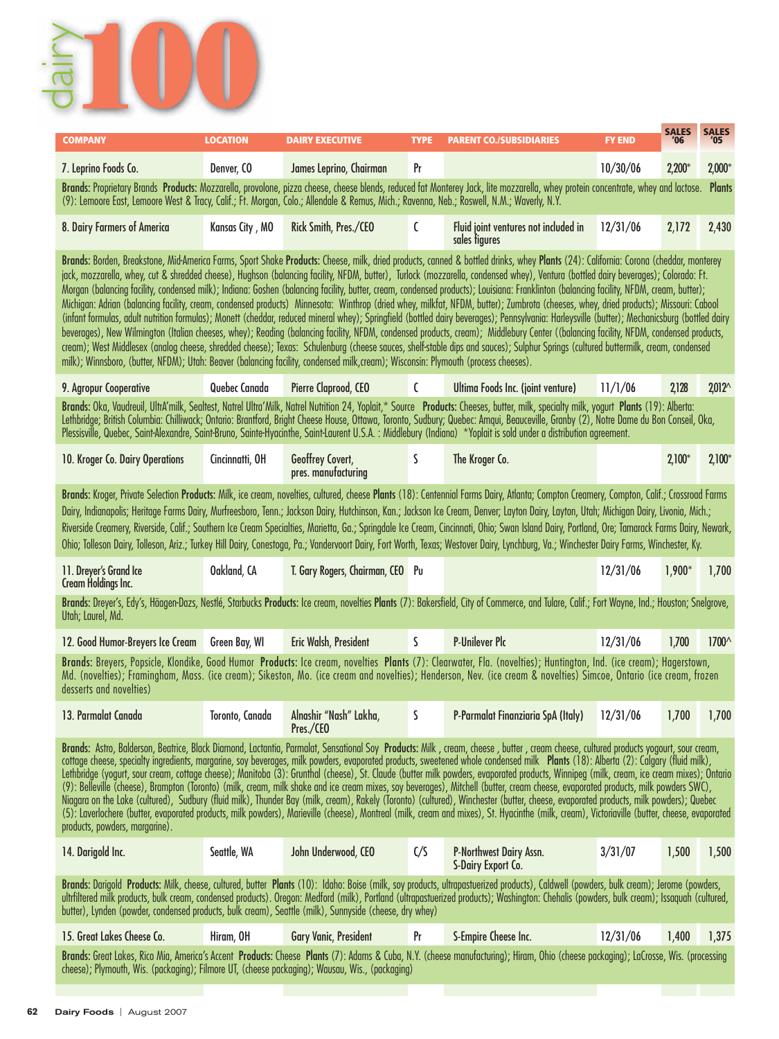# dairy 100

| COMPANY | LOCATION | DAIRY EXECUTIVE | TYPE | PARENT CO./SUBSIDIARIES | FY END | SALES '06 | SALES '05 |
|---|---|---|---|---|---|---|---|
| 7. Leprino Foods Co. | Denver, CO | James Leprino, Chairman | Pr | | 10/30/06 | 2,200* | 2,000* |
| **Brands:** Proprietary Brands **Products:** Mozzarella, provolone, pizza cheese, cheese blends, reduced fat Monterey Jack, lite mozzarella, whey protein concentrate, whey and lactose. **Plants** (9): Lemoore East, Lemoore West & Tracy, Calif.; Ft. Morgan, Colo.; Allendale & Remus, Mich.; Ravenna, Neb.; Roswell, N.M.; Waverly, N.Y. | | | | | | | |
| 8. Dairy Farmers of America | Kansas City , MO | Rick Smith, Pres./CEO | C | Fluid joint ventures not included in sales figures | 12/31/06 | 2,172 | 2,430 |
| **Brands:** Borden, Breakstone, Mid-America Farms, Sport Shake **Products:** Cheese, milk, dried products, canned & bottled drinks, whey **Plants** (24): California: Corona (cheddar, monterey jack, mozzarella, whey, cut & shredded cheese), Hughson (balancing facility, NFDM, butter), Turlock (mozzarella, condensed whey), Ventura (bottled dairy beverages); Colorado: Ft. Morgan (balancing facility, condensed milk); Indiana: Goshen (balancing facility, butter, cream, condensed products); Louisiana: Franklinton (balancing facility, NFDM, cream, butter); Michigan: Adrian (balancing facility, cream, condensed products) Minnesota: Winthrop (dried whey, milkfat, NFDM, butter); Zumbrota (cheeses, whey, dried products); Missouri: Cabool (infant formulas, adult nutrition formulas); Monett (cheddar, reduced mineral whey); Springfield (bottled dairy beverages); Pennsylvania: Harleysville (butter); Mechanicsburg (bottled dairy beverages), New Wilmington (Italian cheeses, whey); Reading (balancing facility, NFDM, condensed products, cream); Middlebury Center ((balancing facility, NFDM, condensed products, cream); West Middlesex (analog cheese, shredded cheese); Texas: Schulenburg (cheese sauces, shelf-stable dips and sauces); Sulphur Springs (cultured buttermilk, cream, condensed milk); Winnsboro, (butter, NFDM); Utah: Beaver (balancing facility, condensed milk,cream); Wisconsin: Plymouth (process cheeses). | | | | | | | |
| 9. Agropur Cooperative | Quebec Canada | Pierre Claprood, CEO | C | Ultima Foods Inc. (joint venture) | 11/1/06 | 2,128 | 2,012^ |
| **Brands:** Oka, Vaudreuil, UltrA'milk, Sealtest, Natrel Ultra'Milk, Natrel Nutrition 24, Yoplait,* Source **Products:** Cheeses, butter, milk, specialty milk, yogurt **Plants** (19): Alberta: Lethbridge; British Columbia: Chilliwack; Ontario: Brantford, Bright Cheese House, Ottawa, Toronto, Sudbury; Quebec: Amqui, Beauceville, Granby (2), Notre Dame du Bon Conseil, Oka, Plessisville, Quebec, Saint-Alexandre, Saint-Bruno, Sainte-Hyacinthe, Saint-Laurent U.S.A. : Middlebury (Indiana) *Yoplait is sold under a distribution agreement. | | | | | | | |
| 10. Kroger Co. Dairy Operations | Cincinnati, OH | Geoffrey Covert, pres. manufacturing | S | The Kroger Co. | | 2,100* | 2,100* |
| **Brands:** Kroger, Private Selection **Products:** Milk, ice cream, novelties, cultured, cheese **Plants** (18): Centennial Farms Dairy, Atlanta; Compton Creamery, Compton, Calif.; Crossroad Farms Dairy, Indianapolis; Heritage Farms Dairy, Murfreesboro, Tenn.; Jackson Dairy, Hutchinson, Kan.; Jackson Ice Cream, Denver; Layton Dairy, Layton, Utah; Michigan Dairy, Livonia, Mich.; Riverside Creamery, Riverside, Calif.; Southern Ice Cream Specialties, Marietta, Ga.; Springdale Ice Cream, Cincinnati, Ohio; Swan Island Dairy, Portland, Ore; Tamarack Farms Dairy, Newark, Ohio; Tolleson Dairy, Tolleson, Ariz.; Turkey Hill Dairy, Conestoga, Pa.; Vandervoort Dairy, Fort Worth, Texas; Westover Dairy, Lynchburg, Va.; Winchester Dairy Farms, Winchester, Ky. | | | | | | | |
| 11. Dreyer's Grand Ice Cream Holdings Inc. | Oakland, CA | T. Gary Rogers, Chairman, CEO | Pu | | 12/31/06 | 1,900* | 1,700 |
| **Brands:** Dreyer's, Edy's, Häagen-Dazs, Nestlé, Starbucks **Products:** Ice cream, novelties **Plants** (7): Bakersfield, City of Commerce, and Tulare, Calif.; Fort Wayne, Ind.; Houston; Snelgrove, Utah; Laurel, Md. | | | | | | | |
| 12. Good Humor-Breyers Ice Cream | Green Bay, WI | Eric Walsh, President | S | P-Unilever Plc | 12/31/06 | 1,700 | 1700^ |
| **Brands:** Breyers, Popsicle, Klondike, Good Humor **Products:** Ice cream, novelties **Plants** (7): Clearwater, Fla. (novelties); Huntington, Ind. (ice cream); Hagerstown, Md. (novelties); Framingham, Mass. (ice cream); Sikeston, Mo. (ice cream and novelties); Henderson, Nev. (ice cream & novelties) Simcoe, Ontario (ice cream, frozen desserts and novelties) | | | | | | | |
| 13. Parmalat Canada | Toronto, Canada | Alnashir "Nash" Lakha, Pres./CEO | S | P-Parmalat Finanziaria SpA (Italy) | 12/31/06 | 1,700 | 1,700 |
| **Brands:** Astro, Balderson, Beatrice, Black Diamond, Lactantia, Parmalat, Sensational Soy **Products:** Milk , cream, cheese , butter , cream cheese, cultured products yogourt, sour cream, cottage cheese, specialty ingredients, margarine, soy beverages, milk powders, evaporated products, sweetened whole condensed milk **Plants** (18): Alberta (2): Calgary (fluid milk), Lethbridge (yogurt, sour cream, cottage cheese); Manitoba (3): Grunthal (cheese), St. Claude (butter milk powders, evaporated products, Winnipeg (milk, cream, ice cream mixes); Ontario (9): Belleville (cheese), Brampton (Toronto) (milk, cream, milk shake and ice cream mixes, soy beverages), Mitchell (butter, cream cheese, evaporated products, milk powders SWC), Niagara on the Lake (cultured), Sudbury (fluid milk), Thunder Bay (milk, cream), Rakely (Toronto) (cultured), Winchester (butter, cheese, evaporated products, milk powders); Quebec (5): Laverlochere (butter, evaporated products, milk powders), Marieville (cheese), Montreal (milk, cream and mixes), St. Hyacinthe (milk, cream), Victoriaville (butter, cheese, evaporated products, powders, margarine). | | | | | | | |
| 14. Darigold Inc. | Seattle, WA | John Underwood, CEO | C/S | P-Northwest Dairy Assn. S-Dairy Export Co. | 3/31/07 | 1,500 | 1,500 |
| **Brands:** Darigold **Products:** Milk, cheese, cultured, butter **Plants** (10): Idaho: Boise (milk, soy products, ultrapasteurized products), Caldwell (powders, bulk cream); Jerome (powders, ultrfiltered milk products, bulk cream, condensed products). Oregon: Medford (milk), Portland (ultrapasteurized products); Washington: Chehalis (powders, bulk cream); Issaquah (cultured, butter), Lynden (powder, condensed products, bulk cream), Seattle (milk), Sunnyside (cheese, dry whey) | | | | | | | |
| 15. Great Lakes Cheese Co. | Hiram, OH | Gary Vanic, President | Pr | S-Empire Cheese Inc. | 12/31/06 | 1,400 | 1,375 |
| **Brands:** Great Lakes, Rico Mia, America's Accent **Products:** Cheese **Plants** (7): Adams & Cuba, N.Y. (cheese manufacturing); Hiram, Ohio (cheese packaging); LaCrosse, Wis. (processing cheese); Plymouth, Wis. (packaging); Filmore UT, (cheese packaging); Wausau, Wis., (packaging) | | | | | | | |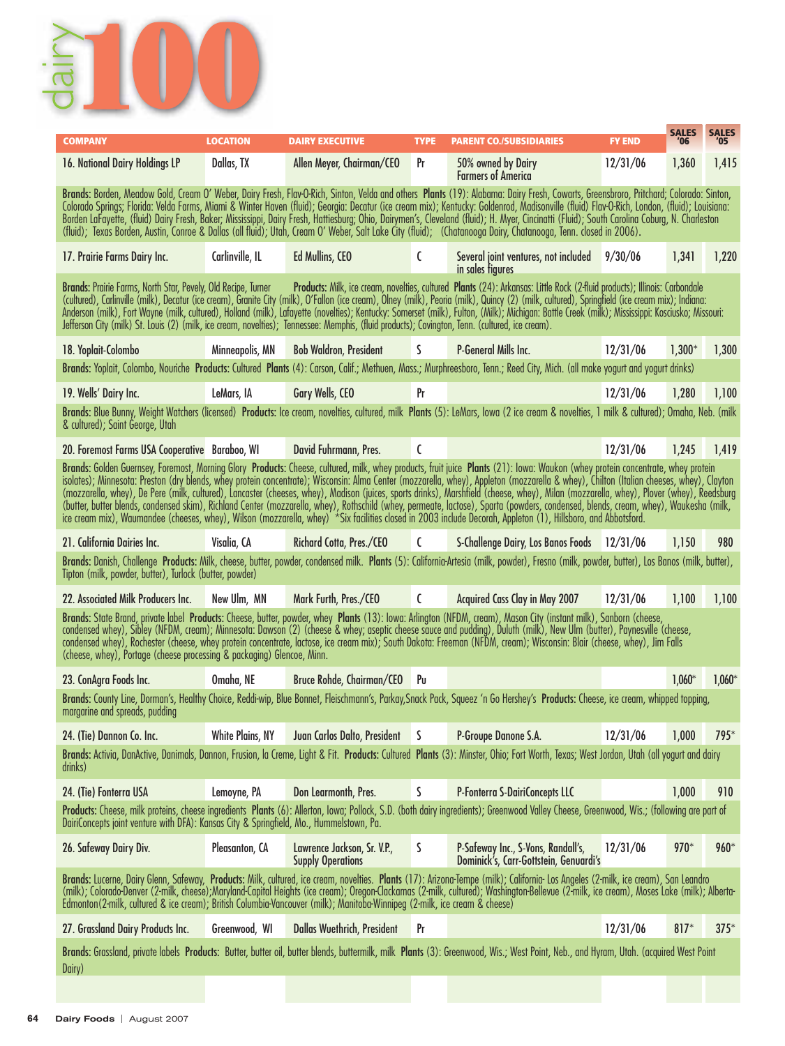# dairy 100

| COMPANY | LOCATION | DAIRY EXECUTIVE | TYPE | PARENT CO./SUBSIDIARIES | FY END | SALES '06 | SALES '05 |
|---|---|---|---|---|---|---|---|
| 16. National Dairy Holdings LP | Dallas, TX | Allen Meyer, Chairman/CEO | Pr | 50% owned by Dairy Farmers of America | 12/31/06 | 1,360 | 1,415 |
| **Brands:** Borden, Meadow Gold, Cream O' Weber, Dairy Fresh, Flav-O-Rich, Sinton, Velda and others **Plants** (19): Alabama: Dairy Fresh, Cowarts, Greensbroro, Pritchard; Colorado: Sinton, Colorado Springs; Florida: Velda Farms, Miami & Winter Haven (fluid); Georgia: Decatur (ice cream mix); Kentucky: Goldenrod, Madisonville (fluid) Flav-O-Rich, London, (fluid); Louisiana: Borden LaFayette, (fluid) Dairy Fresh, Baker; Mississippi, Dairy Fresh, Hattiesburg; Ohio, Dairymen's, Cleveland (fluid); H. Myer, Cincinatti (Fluid); South Carolina Coburg, N. Charleston (fluid); Texas Borden, Austin, Conroe & Dallas (all fluid); Utah, Cream O' Weber, Salt Lake City (fluid); (Chatanooga Dairy, Chatanooga, Tenn. closed in 2006). | | | | | | | |
| 17. Prairie Farms Dairy Inc. | Carlinville, IL | Ed Mullins, CEO | C | Several joint ventures, not included in sales figures | 9/30/06 | 1,341 | 1,220 |
| **Brands:** Prairie Farms, North Star, Pevely, Old Recipe, Turner **Products:** Milk, ice cream, novelties, cultured **Plants** (24): Arkansas: Little Rock (2-fluid products); Illinois: Carbondale (cultured), Carlinville (milk), Decatur (ice cream), Granite City (milk), O'Fallon (ice cream), Olney (milk), Peoria (milk), Quincy (2) (milk, cultured), Springfield (ice cream mix); Indiana: Anderson (milk), Fort Wayne (milk, cultured), Holland (milk), Lafayette (novelties); Kentucky: Somerset (milk), Fulton, (Milk); Michigan: Battle Creek (milk); Mississippi: Kosciusko; Missouri: Jefferson City (milk) St. Louis (2) (milk, ice cream, novelties); Tennessee: Memphis, (fluid products); Covington, Tenn. (cultured, ice cream). | | | | | | | |
| 18. Yoplait-Colombo | Minneapolis, MN | Bob Waldron, President | S | P-General Mills Inc. | 12/31/06 | 1,300* | 1,300 |
| **Brands:** Yoplait, Colombo, Nouriche **Products:** Cultured **Plants** (4): Carson, Calif.; Methuen, Mass.; Murphreesboro, Tenn.; Reed City, Mich. (all make yogurt and yogurt drinks) | | | | | | | |
| 19. Wells' Dairy Inc. | LeMars, IA | Gary Wells, CEO | Pr | | 12/31/06 | 1,280 | 1,100 |
| **Brands:** Blue Bunny, Weight Watchers (licensed) **Products:** Ice cream, novelties, cultured, milk **Plants** (5): LeMars, Iowa (2 ice cream & novelties, 1 milk & cultured); Omaha, Neb. (milk & cultured); Saint George, Utah | | | | | | | |
| 20. Foremost Farms USA Cooperative | Baraboo, WI | David Fuhrmann, Pres. | C | | 12/31/06 | 1,245 | 1,419 |
| **Brands:** Golden Guernsey, Foremost, Morning Glory **Products:** Cheese, cultured, milk, whey products, fruit juice **Plants** (21): Iowa: Waukon (whey protein concentrate, whey protein isolates); Minnesota: Preston (dry blends, whey protein concentrate); Wisconsin: Alma Center (mozzarella, whey), Appleton (mozzarella & whey), Chilton (Italian cheeses, whey), Clayton (mozzarella, whey), De Pere (milk, cultured), Lancaster (cheeses, whey), Madison (juices, sports drinks), Marshfield (cheese, whey), Milan (mozzarella, whey), Plover (whey), Reedsburg (butter, butter blends, condensed skim), Richland Center (mozzarella, whey), Rothschild (whey, permeate, lactose), Sparta (powders, condensed, blends, cream, whey), Waukesha (milk, ice cream mix), Waumandee (cheeses, whey), Wilson (mozzarella, whey) *Six facilities closed in 2003 include Decorah, Appleton (1), Hillsboro, and Abbotsford. | | | | | | | |
| 21. California Dairies Inc. | Visalia, CA | Richard Cotta, Pres./CEO | C | S-Challenge Dairy, Los Banos Foods | 12/31/06 | 1,150 | 980 |
| **Brands:** Danish, Challenge **Products:** Milk, cheese, butter, powder, condensed milk. **Plants** (5): California-Artesia (milk, powder), Fresno (milk, powder, butter), Los Banos (milk, butter), Tipton (milk, powder, butter), Turlock (butter, powder) | | | | | | | |
| 22. Associated Milk Producers Inc. | New Ulm, MN | Mark Furth, Pres./CEO | C | Acquired Cass Clay in May 2007 | 12/31/06 | 1,100 | 1,100 |
| **Brands:** State Brand, private label **Products:** Cheese, butter, powder, whey **Plants** (13): Iowa: Arlington (NFDM, cream), Mason City (instant milk), Sanborn (cheese, condensed whey), Sibley (NFDM, cream); Minnesota: Dawson (2) (cheese & whey; aseptic cheese sauce and pudding), Duluth (milk), New Ulm (butter), Paynesville (cheese, condensed whey), Rochester (cheese, whey protein concentrate, lactose, ice cream mix); South Dakota: Freeman (NFDM, cream); Wisconsin: Blair (cheese, whey), Jim Falls (cheese, whey), Portage (cheese processing & packaging) Glencoe, Minn. | | | | | | | |
| 23. ConAgra Foods Inc. | Omaha, NE | Bruce Rohde, Chairman/CEO | Pu | | | 1,060* | 1,060* |
| **Brands:** County Line, Dorman's, Healthy Choice, Reddi-wip, Blue Bonnet, Fleischmann's, Parkay, Snack Pack, Squeez 'n Go Hershey's **Products:** Cheese, ice cream, whipped topping, margarine and spreads, pudding | | | | | | | |
| 24. (Tie) Dannon Co. Inc. | White Plains, NY | Juan Carlos Dalto, President | S | P-Groupe Danone S.A. | 12/31/06 | 1,000 | 795* |
| **Brands:** Activia, DanActive, Danimals, Dannon, Frusion, la Creme, Light & Fit. **Products:** Cultured **Plants** (3): Minster, Ohio; Fort Worth, Texas; West Jordan, Utah (all yogurt and dairy drinks) | | | | | | | |
| 24. (Tie) Fonterra USA | Lemoyne, PA | Don Learmonth, Pres. | S | P-Fonterra S-DairiConcepts LLC | | 1,000 | 910 |
| **Products:** Cheese, milk proteins, cheese ingredients **Plants** (6): Allerton, Iowa; Pollock, S.D. (both dairy ingredients); Greenwood Valley Cheese, Greenwood, Wis.; (following are part of DairiConcepts joint venture with DFA): Kansas City & Springfield, Mo., Hummelstown, Pa. | | | | | | | |
| 26. Safeway Dairy Div. | Pleasanton, CA | Lawrence Jackson, Sr. V.P., Supply Operations | S | P-Safeway Inc., S-Vons, Randall's, Dominick's, Carr-Gottstein, Genuardi's | 12/31/06 | 970* | 960* |
| **Brands:** Lucerne, Dairy Glenn, Safeway, **Products:** Milk, cultured, ice cream, novelties. **Plants** (17): Arizona-Tempe (milk); California- Los Angeles (2-milk, ice cream), San Leandro (milk); Colorado-Denver (2-milk, cheese); Maryland-Capital Heights (ice cream); Oregon-Clackamas (2-milk, cultured); Washington-Bellevue (2-milk, ice cream), Moses Lake (milk); Alberta-Edmonton (2-milk, cultured & ice cream); British Columbia-Vancouver (milk); Manitoba-Winnipeg (2-milk, ice cream & cheese) | | | | | | | |
| 27. Grassland Dairy Products Inc. | Greenwood, WI | Dallas Wuethrich, President | Pr | | 12/31/06 | 817* | 375* |
| **Brands:** Grassland, private labels **Products:** Butter, butter oil, butter blends, buttermilk, milk **Plants** (3): Greenwood, Wis.; West Point, Neb., and Hyram, Utah. (acquired West Point Dairy) | | | | | | | |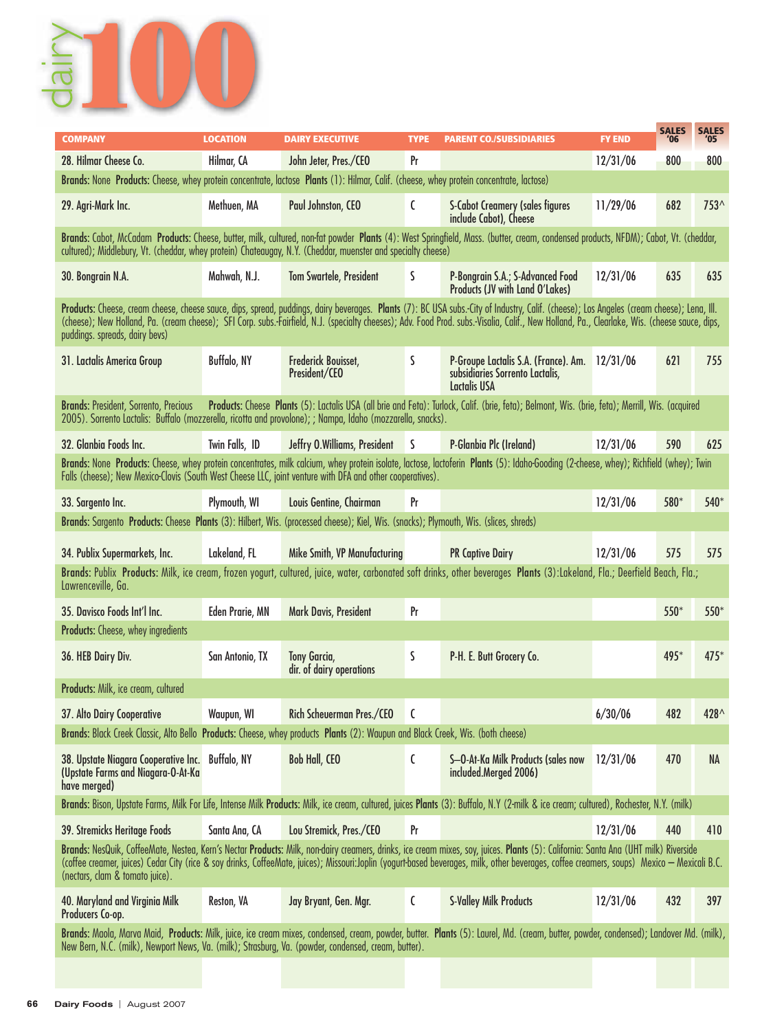# dairy 100

| COMPANY | LOCATION | DAIRY EXECUTIVE | TYPE | PARENT CO./SUBSIDIARIES | FY END | SALES '06 | SALES '05 |
|---|---|---|---|---|---|---|---|
| 28. Hilmar Cheese Co. | Hilmar, CA | John Jeter, Pres./CEO | Pr | | 12/31/06 | 800 | 800 |
| **Brands:** None **Products:** Cheese, whey protein concentrate, lactose **Plants** (1): Hilmar, Calif. (cheese, whey protein concentrate, lactose) | | | | | | | |
| 29. Agri-Mark Inc. | Methuen, MA | Paul Johnston, CEO | C | S-Cabot Creamery (sales figures include Cabot), Cheese | 11/29/06 | 682 | 753^ |
| **Brands:** Cabot, McCadam **Products:** Cheese, butter, milk, cultured, non-fat powder **Plants** (4): West Springfield, Mass. (butter, cream, condensed products, NFDM); Cabot, Vt. (cheddar, cultured); Middlebury, Vt. (cheddar, whey protein) Chateaugay, N.Y. (Cheddar, muenster and specialty cheese) | | | | | | | |
| 30. Bongrain N.A. | Mahwah, N.J. | Tom Swartele, President | S | P-Bongrain S.A.; S-Advanced Food Products (JV with Land O'Lakes) | 12/31/06 | 635 | 635 |
| **Products:** Cheese, cream cheese, cheese sauce, dips, spread, puddings, dairy beverages. **Plants** (7): BC USA subs.-City of Industry, Calif. (cheese); Los Angeles (cream cheese); Lena, Ill. (cheese); New Holland, Pa. (cream cheese); SFI Corp. subs.-Fairfield, N.J. (specialty cheeses); Adv. Food Prod. subs.-Visalia, Calif., New Holland, Pa., Clearlake, Wis. (cheese sauce, dips, puddings. spreads, dairy bevs) | | | | | | | |
| 31. Lactalis America Group | Buffalo, NY | Frederick Bouisset, President/CEO | S | P-Groupe Lactalis S.A. (France). Am. subsidiaries Sorrento Lactalis, Lactalis USA | 12/31/06 | 621 | 755 |
| **Brands:** President, Sorrento, Precious **Products:** Cheese **Plants** (5): Lactalis USA (all brie and Feta): Turlock, Calif. (brie, feta); Belmont, Wis. (brie, feta); Merrill, Wis. (acquired 2005). Sorrento Lactalis: Buffalo (mozzerella, ricotta and provolone); ; Nampa, Idaho (mozzarella, snacks). | | | | | | | |
| 32. Glanbia Foods Inc. | Twin Falls, ID | Jeffry O.Williams, President | S | P-Glanbia Plc (Ireland) | 12/31/06 | 590 | 625 |
| **Brands:** None **Products:** Cheese, whey protein concentrates, milk calcium, whey protein isolate, lactose, lactoferin **Plants** (5): Idaho-Gooding (2-cheese, whey); Richfield (whey); Twin Falls (cheese); New Mexico-Clovis (South West Cheese LLC, joint venture with DFA and other cooperatives). | | | | | | | |
| 33. Sargento Inc. | Plymouth, WI | Louis Gentine, Chairman | Pr | | 12/31/06 | 580* | 540* |
| **Brands:** Sargento **Products:** Cheese **Plants** (3): Hilbert, Wis. (processed cheese); Kiel, Wis. (snacks); Plymouth, Wis. (slices, shreds) | | | | | | | |
| 34. Publix Supermarkets, Inc. | Lakeland, FL | Mike Smith, VP Manufacturing | | PR Captive Dairy | 12/31/06 | 575 | 575 |
| **Brands:** Publix **Products:** Milk, ice cream, frozen yogurt, cultured, juice, water, carbonated soft drinks, other beverages **Plants** (3):Lakeland, Fla.; Deerfield Beach, Fla.; Lawrenceville, Ga. | | | | | | | |
| 35. Davisco Foods Int'l Inc. | Eden Prarie, MN | Mark Davis, President | Pr | | | 550* | 550* |
| **Products:** Cheese, whey ingredients | | | | | | | |
| 36. HEB Dairy Div. | San Antonio, TX | Tony Garcia, dir. of dairy operations | S | P-H. E. Butt Grocery Co. | | 495* | 475* |
| **Products:** Milk, ice cream, cultured | | | | | | | |
| 37. Alto Dairy Cooperative | Waupun, WI | Rich Scheuerman Pres./CEO | C | | 6/30/06 | 482 | 428^ |
| **Brands:** Black Creek Classic, Alto Bello **Products:** Cheese, whey products **Plants** (2): Waupun and Black Creek, Wis. (both cheese) | | | | | | | |
| 38. Upstate Niagara Cooperative Inc. (Upstate Farms and Niagara-O-At-Ka have merged) | Buffalo, NY | Bob Hall, CEO | C | S–O-At-Ka Milk Products (sales now included.Merged 2006) | 12/31/06 | 470 | NA |
| **Brands:** Bison, Upstate Farms, Milk For Life, Intense Milk **Products:** Milk, ice cream, cultured, juices **Plants** (3): Buffalo, N.Y (2-milk & ice cream; cultured), Rochester, N.Y. (milk) | | | | | | | |
| 39. Stremicks Heritage Foods | Santa Ana, CA | Lou Stremick, Pres./CEO | Pr | | 12/31/06 | 440 | 410 |
| **Brands:** NesQuik, CoffeeMate, Nestea, Kern's Nectar **Products:** Milk, non-dairy creamers, drinks, ice cream mixes, soy, juices. **Plants** (5): California: Santa Ana (UHT milk) Riverside (coffee creamer, juices) Cedar City (rice & soy drinks, CoffeeMate, juices); Missouri:Joplin (yogurt-based beverages, milk, other beverages, coffee creamers, soups) Mexico – Mexicali B.C. (nectars, clam & tomato juice). | | | | | | | |
| 40. Maryland and Virginia Milk Producers Co-op. | Reston, VA | Jay Bryant, Gen. Mgr. | C | S-Valley Milk Products | 12/31/06 | 432 | 397 |
| **Brands:** Maola, Marva Maid, **Products:** Milk, juice, ice cream mixes, condensed, cream, powder, butter. **Plants** (5): Laurel, Md. (cream, butter, powder, condensed); Landover Md. (milk), New Bern, N.C. (milk), Newport News, Va. (milk); Strasburg, Va. (powder, condensed, cream, butter). | | | | | | | |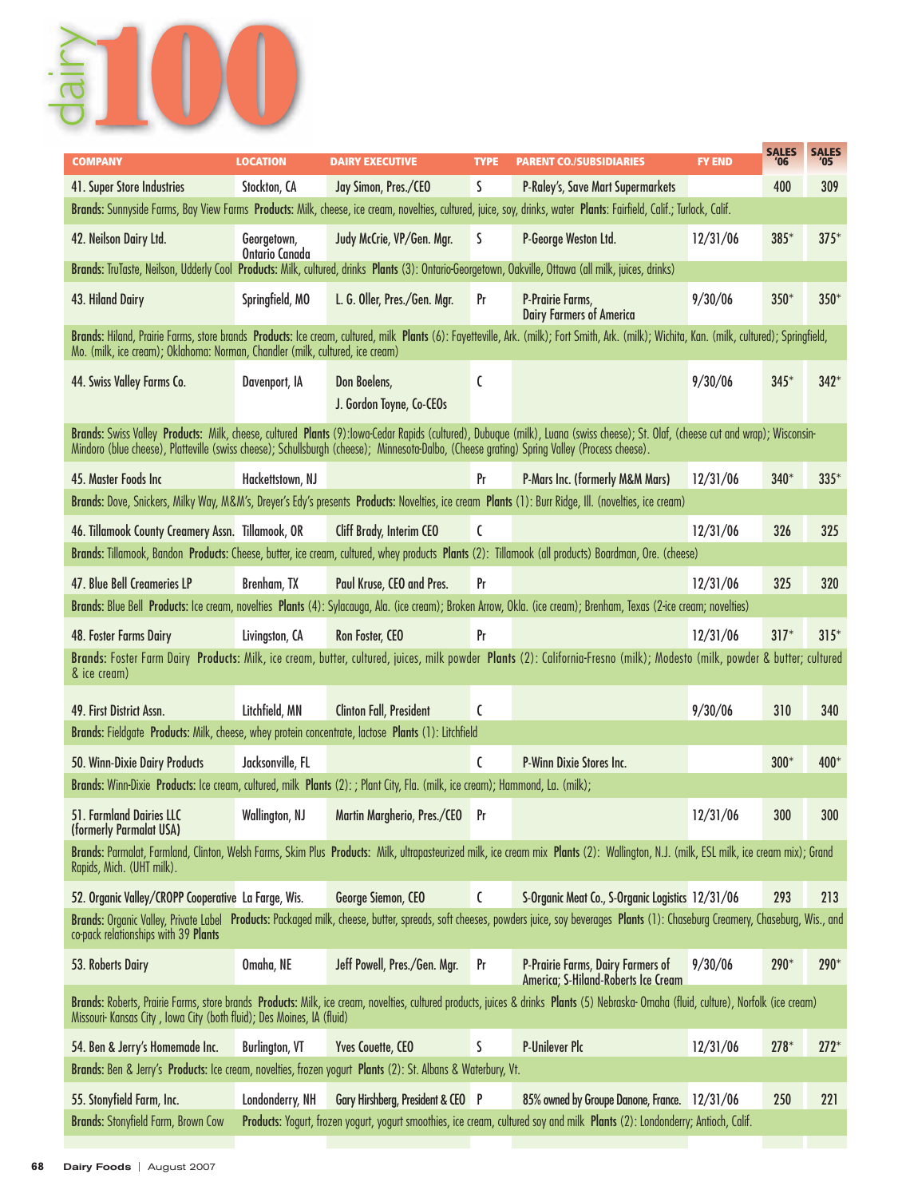# dairy 100

| COMPANY | LOCATION | DAIRY EXECUTIVE | TYPE | PARENT CO./SUBSIDIARIES | FY END | SALES '06 | SALES '05 |
|---|---|---|---|---|---|---|---|
| 41. Super Store Industries | Stockton, CA | Jay Simon, Pres./CEO | S | P-Raley's, Save Mart Supermarkets | | 400 | 309 |
| **Brands:** Sunnyside Farms, Bay View Farms **Products:** Milk, cheese, ice cream, novelties, cultured, juice, soy, drinks, water **Plants:** Fairfield, Calif.; Turlock, Calif. | | | | | | | |
| 42. Neilson Dairy Ltd. | Georgetown, Ontario Canada | Judy McCrie, VP/Gen. Mgr. | S | P-George Weston Ltd. | 12/31/06 | 385* | 375* |
| **Brands:** TruTaste, Neilson, Udderly Cool **Products:** Milk, cultured, drinks **Plants** (3): Ontario-Georgetown, Oakville, Ottawa (all milk, juices, drinks) | | | | | | | |
| 43. Hiland Dairy | Springfield, MO | L. G. Oller, Pres./Gen. Mgr. | Pr | P-Prairie Farms, Dairy Farmers of America | 9/30/06 | 350* | 350* |
| **Brands:** Hiland, Prairie Farms, store brands **Products:** Ice cream, cultured, milk **Plants** (6): Fayetteville, Ark. (milk); Fort Smith, Ark. (milk); Wichita, Kan. (milk, cultured); Springfield, Mo. (milk, ice cream); Oklahoma: Norman, Chandler (milk, cultured, ice cream) | | | | | | | |
| 44. Swiss Valley Farms Co. | Davenport, IA | Don Boelens, J. Gordon Toyne, Co-CEOs | C | | 9/30/06 | 345* | 342* |
| **Brands:** Swiss Valley **Products:** Milk, cheese, cultured **Plants** (9):Iowa-Cedar Rapids (cultured), Dubuque (milk), Luana (swiss cheese); St. Olaf, (cheese cut and wrap); Wisconsin-Mindoro (blue cheese), Platteville (swiss cheese); Schullsburgh (cheese); Minnesota-Dalbo, (Cheese grating) Spring Valley (Process cheese). | | | | | | | |
| 45. Master Foods Inc | Hackettstown, NJ | | Pr | P-Mars Inc. (formerly M&M Mars) | 12/31/06 | 340* | 335* |
| **Brands:** Dove, Snickers, Milky Way, M&M's, Dreyer's Edy's presents **Products:** Novelties, ice cream **Plants** (1): Burr Ridge, Ill. (novelties, ice cream) | | | | | | | |
| 46. Tillamook County Creamery Assn. | Tillamook, OR | Cliff Brady, Interim CEO | C | | 12/31/06 | 326 | 325 |
| **Brands:** Tillamook, Bandon **Products:** Cheese, butter, ice cream, cultured, whey products **Plants** (2): Tillamook (all products) Boardman, Ore. (cheese) | | | | | | | |
| 47. Blue Bell Creameries LP | Brenham, TX | Paul Kruse, CEO and Pres. | Pr | | 12/31/06 | 325 | 320 |
| **Brands:** Blue Bell **Products:** Ice cream, novelties **Plants** (4): Sylacauga, Ala. (ice cream); Broken Arrow, Okla. (ice cream); Brenham, Texas (2-ice cream; novelties) | | | | | | | |
| 48. Foster Farms Dairy | Livingston, CA | Ron Foster, CEO | Pr | | 12/31/06 | 317* | 315* |
| **Brands:** Foster Farm Dairy **Products:** Milk, ice cream, butter, cultured, juices, milk powder **Plants** (2): California-Fresno (milk); Modesto (milk, powder & butter; cultured & ice cream) | | | | | | | |
| 49. First District Assn. | Litchfield, MN | Clinton Fall, President | C | | 9/30/06 | 310 | 340 |
| **Brands:** Fieldgate **Products:** Milk, cheese, whey protein concentrate, lactose **Plants** (1): Litchfield | | | | | | | |
| 50. Winn-Dixie Dairy Products | Jacksonville, FL | | C | P-Winn Dixie Stores Inc. | | 300* | 400* |
| **Brands:** Winn-Dixie **Products:** Ice cream, cultured, milk **Plants** (2): ; Plant City, Fla. (milk, ice cream); Hammond, La. (milk); | | | | | | | |
| 51. Farmland Dairies LLC (formerly Parmalat USA) | Wallington, NJ | Martin Margherio, Pres./CEO | Pr | | 12/31/06 | 300 | 300 |
| **Brands:** Parmalat, Farmland, Clinton, Welsh Farms, Skim Plus **Products:** Milk, ultrapasteurized milk, ice cream mix **Plants** (2): Wallington, N.J. (milk, ESL milk, ice cream mix); Grand Rapids, Mich. (UHT milk). | | | | | | | |
| 52. Organic Valley/CROPP Cooperative | La Farge, Wis. | George Siemon, CEO | C | S-Organic Meat Co., S-Organic Logistics | 12/31/06 | 293 | 213 |
| **Brands:** Organic Valley, Private Label **Products:** Packaged milk, cheese, butter, spreads, soft cheeses, powders juice, soy beverages **Plants** (1): Chaseburg Creamery, Chaseburg, Wis., and co-pack relationships with 39 **Plants** | | | | | | | |
| 53. Roberts Dairy | Omaha, NE | Jeff Powell, Pres./Gen. Mgr. | Pr | P-Prairie Farms, Dairy Farmers of America; S-Hiland-Roberts Ice Cream | 9/30/06 | 290* | 290* |
| **Brands:** Roberts, Prairie Farms, store brands **Products:** Milk, ice cream, novelties, cultured products, juices & drinks **Plants** (5) Nebraska- Omaha (fluid, culture), Norfolk (ice cream) Missouri- Kansas City , Iowa City (both fluid); Des Moines, IA (fluid) | | | | | | | |
| 54. Ben & Jerry's Homemade Inc. | Burlington, VT | Yves Couette, CEO | S | P-Unilever Plc | 12/31/06 | 278* | 272* |
| **Brands:** Ben & Jerry's **Products:** Ice cream, novelties, frozen yogurt **Plants** (2): St. Albans & Waterbury, Vt. | | | | | | | |
| 55. Stonyfield Farm, Inc. | Londonderry, NH | Gary Hirshberg, President & CEO | P | 85% owned by Groupe Danone, France. | 12/31/06 | 250 | 221 |
| **Brands:** Stonyfield Farm, Brown Cow **Products:** Yogurt, frozen yogurt, yogurt smoothies, ice cream, cultured soy and milk **Plants** (2): Londonderry; Antioch, Calif. | | | | | | | |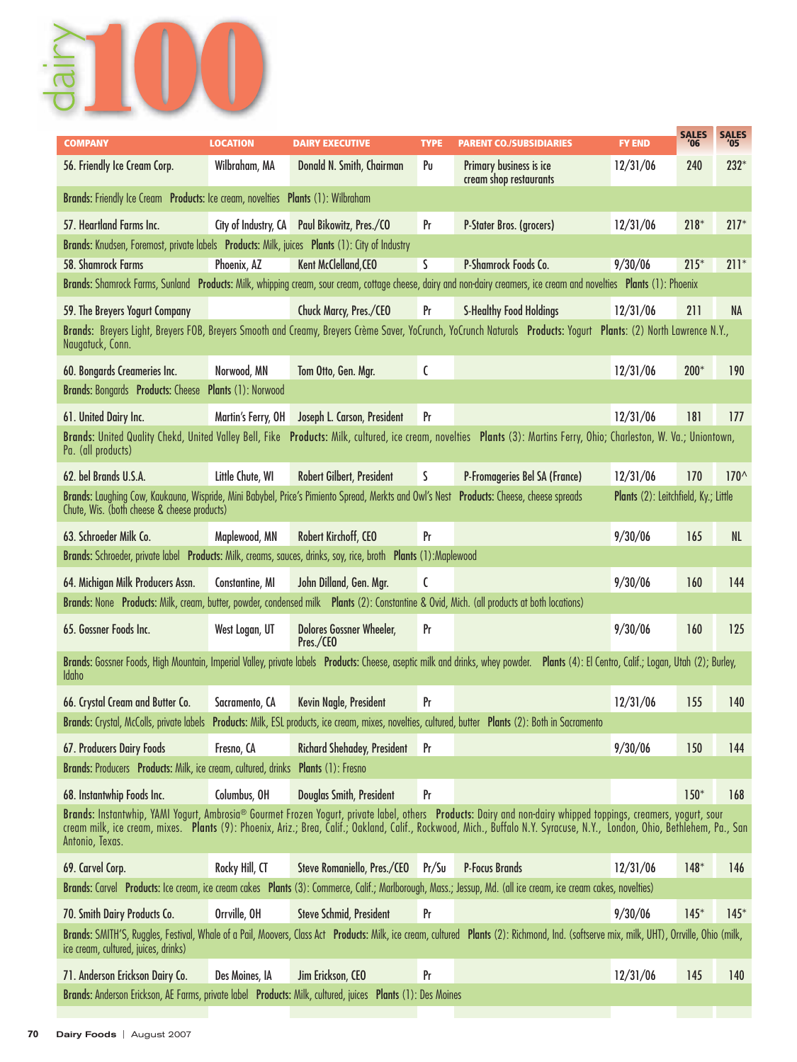# dairy 100

| COMPANY | LOCATION | DAIRY EXECUTIVE | TYPE | PARENT CO./SUBSIDIARIES | FY END | SALES '06 | SALES '05 |
|---|---|---|---|---|---|---|---|
| 56. Friendly Ice Cream Corp. | Wilbraham, MA | Donald N. Smith, Chairman | Pu | Primary business is ice cream shop restaurants | 12/31/06 | 240 | 232* |
| **Brands:** Friendly Ice Cream **Products:** Ice cream, novelties **Plants** (1): Wilbraham | | | | | | | |
| 57. Heartland Farms Inc. | City of Industry, CA | Paul Bikowitz, Pres./CO | Pr | P-Stater Bros. (grocers) | 12/31/06 | 218* | 217* |
| **Brands:** Knudsen, Foremost, private labels **Products:** Milk, juices **Plants** (1): City of Industry | | | | | | | |
| 58. Shamrock Farms | Phoenix, AZ | Kent McClelland, CEO | S | P-Shamrock Foods Co. | 9/30/06 | 215* | 211* |
| **Brands:** Shamrock Farms, Sunland **Products:** Milk, whipping cream, sour cream, cottage cheese, dairy and non-dairy creamers, ice cream and novelties **Plants** (1): Phoenix | | | | | | | |
| 59. The Breyers Yogurt Company | | Chuck Marcy, Pres./CEO | Pr | S-Healthy Food Holdings | 12/31/06 | 211 | NA |
| **Brands:** Breyers Light, Breyers FOB, Breyers Smooth and Creamy, Breyers Crème Saver, YoCrunch, YoCrunch Naturals **Products:** Yogurt **Plants:** (2) North Lawrence N.Y., Naugatuck, Conn. | | | | | | | |
| 60. Bongards Creameries Inc. | Norwood, MN | Tom Otto, Gen. Mgr. | C | | 12/31/06 | 200* | 190 |
| **Brands:** Bongards **Products:** Cheese **Plants** (1): Norwood | | | | | | | |
| 61. United Dairy Inc. | Martin's Ferry, OH | Joseph L. Carson, President | Pr | | 12/31/06 | 181 | 177 |
| **Brands:** United Quality Chekd, United Valley Bell, Fike **Products:** Milk, cultured, ice cream, novelties **Plants** (3): Martins Ferry, Ohio; Charleston, W. Va.; Uniontown, Pa. (all products) | | | | | | | |
| 62. bel Brands U.S.A. | Little Chute, WI | Robert Gilbert, President | S | P-Fromageries Bel SA (France) | 12/31/06 | 170 | 170^ |
| **Brands:** Laughing Cow, Kaukauna, Wispride, Mini Babybel, Price's Pimiento Spread, Merkts and Owl's Nest **Products:** Cheese, cheese spreads **Plants** (2): Leitchfield, Ky.; Little Chute, Wis. (both cheese & cheese products) | | | | | | | |
| 63. Schroeder Milk Co. | Maplewood, MN | Robert Kirchoff, CEO | Pr | | 9/30/06 | 165 | NL |
| **Brands:** Schroeder, private label **Products:** Milk, creams, sauces, drinks, soy, rice, broth **Plants** (1):Maplewood | | | | | | | |
| 64. Michigan Milk Producers Assn. | Constantine, MI | John Dilland, Gen. Mgr. | C | | 9/30/06 | 160 | 144 |
| **Brands:** None **Products:** Milk, cream, butter, powder, condensed milk **Plants** (2): Constantine & Ovid, Mich. (all products at both locations) | | | | | | | |
| 65. Gossner Foods Inc. | West Logan, UT | Dolores Gossner Wheeler, Pres./CEO | Pr | | 9/30/06 | 160 | 125 |
| **Brands:** Gossner Foods, High Mountain, Imperial Valley, private labels **Products:** Cheese, aseptic milk and drinks, whey powder. **Plants** (4): El Centro, Calif.; Logan, Utah (2); Burley, Idaho | | | | | | | |
| 66. Crystal Cream and Butter Co. | Sacramento, CA | Kevin Nagle, President | Pr | | 12/31/06 | 155 | 140 |
| **Brands:** Crystal, McColls, private labels **Products:** Milk, ESL products, ice cream, mixes, novelties, cultured, butter **Plants** (2): Both in Sacramento | | | | | | | |
| 67. Producers Dairy Foods | Fresno, CA | Richard Shehadey, President | Pr | | 9/30/06 | 150 | 144 |
| **Brands:** Producers **Products:** Milk, ice cream, cultured, drinks **Plants** (1): Fresno | | | | | | | |
| 68. Instantwhip Foods Inc. | Columbus, OH | Douglas Smith, President | Pr | | | 150* | 168 |
| **Brands:** Instantwhip, YAMI Yogurt, Ambrosia® Gourmet Frozen Yogurt, private label, others **Products:** Dairy and non-dairy whipped toppings, creamers, yogurt, sour cream milk, ice cream, mixes. **Plants** (9): Phoenix, Ariz.; Brea, Calif.; Oakland, Calif., Rockwood, Mich., Buffalo N.Y. Syracuse, N.Y., London, Ohio, Bethlehem, Pa., San Antonio, Texas. | | | | | | | |
| 69. Carvel Corp. | Rocky Hill, CT | Steve Romaniello, Pres./CEO | Pr/Su | P-Focus Brands | 12/31/06 | 148* | 146 |
| **Brands:** Carvel **Products:** Ice cream, ice cream cakes **Plants** (3): Commerce, Calif.; Marlborough, Mass.; Jessup, Md. (all ice cream, ice cream cakes, novelties) | | | | | | | |
| 70. Smith Dairy Products Co. | Orrville, OH | Steve Schmid, President | Pr | | 9/30/06 | 145* | 145* |
| **Brands:** SMITH'S, Ruggles, Festival, Whale of a Pail, Moovers, Class Act **Products:** Milk, ice cream, cultured **Plants** (2): Richmond, Ind. (softserve mix, milk, UHT), Orrville, Ohio (milk, ice cream, cultured, juices, drinks) | | | | | | | |
| 71. Anderson Erickson Dairy Co. | Des Moines, IA | Jim Erickson, CEO | Pr | | 12/31/06 | 145 | 140 |
| **Brands:** Anderson Erickson, AE Farms, private label **Products:** Milk, cultured, juices **Plants** (1): Des Moines | | | | | | | |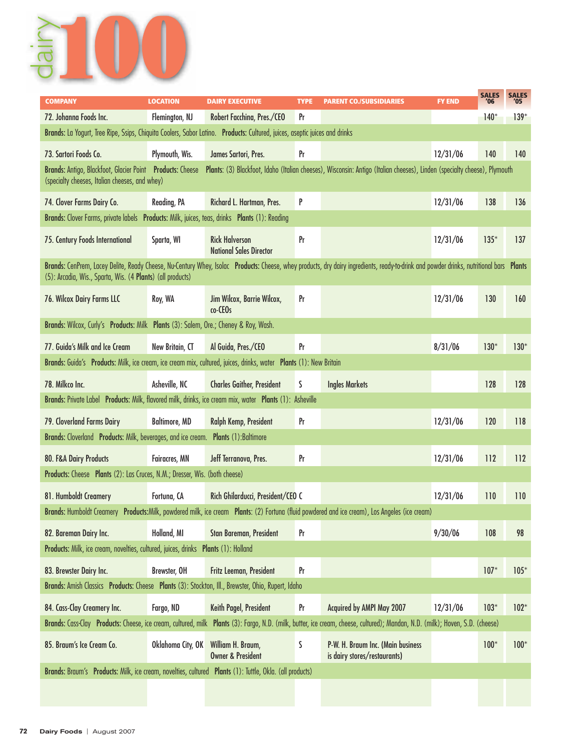# dairy 100

| COMPANY | LOCATION | DAIRY EXECUTIVE | TYPE | PARENT CO./SUBSIDIARIES | FY END | SALES '06 | SALES '05 |
|---|---|---|---|---|---|---|---|
| 72. Johanna Foods Inc. | Flemington, NJ | Robert Facchina, Pres./CEO | Pr | | | 140* | 139* |
| **Brands:** La Yogurt, Tree Ripe, Ssips, Chiquita Coolers, Sabor Latino. **Products:** Cultured, juices, aseptic juices and drinks | | | | | | | |
| 73. Sartori Foods Co. | Plymouth, Wis. | James Sartori, Pres. | Pr | | 12/31/06 | 140 | 140 |
| **Brands:** Antigo, Blackfoot, Glacier Point **Products:** Cheese **Plants:** (3) Blackfoot, Idaho (Italian cheeses), Wisconsin: Antigo (Italian cheeses), Linden (specialty cheese), Plymouth (specialty cheeses, Italian cheeses, and whey) | | | | | | | |
| 74. Clover Farms Dairy Co. | Reading, PA | Richard L. Hartman, Pres. | P | | 12/31/06 | 138 | 136 |
| **Brands:** Clover Farms, private labels **Products:** Milk, juices, teas, drinks **Plants** (1): Reading | | | | | | | |
| 75. Century Foods International | Sparta, WI | Rick Halverson National Sales Director | Pr | | 12/31/06 | 135* | 137 |
| **Brands:** CenPrem, Lacey Delite, Ready Cheese, Nu-Century Whey, Isolac **Products:** Cheese, whey products, dry dairy ingredients, ready-to-drink and powder drinks, nutritional bars **Plants** (5): Arcadia, Wis., Sparta, Wis. (4 **Plants**) (all products) | | | | | | | |
| 76. Wilcox Dairy Farms LLC | Roy, WA | Jim Wilcox, Barrie Wilcox, co-CEOs | Pr | | 12/31/06 | 130 | 160 |
| **Brands:** Wilcox, Curly's **Products:** Milk **Plants** (3): Salem, Ore.; Cheney & Roy, Wash. | | | | | | | |
| 77. Guida's Milk and Ice Cream | New Britain, CT | Al Guida, Pres./CEO | Pr | | 8/31/06 | 130* | 130* |
| **Brands:** Guida's **Products:** Milk, ice cream, ice cream mix, cultured, juices, drinks, water **Plants** (1): New Britain | | | | | | | |
| 78. Milkco Inc. | Asheville, NC | Charles Gaither, President | S | Ingles Markets | | 128 | 128 |
| **Brands:** Private Label **Products:** Milk, flavored milk, drinks, ice cream mix, water **Plants** (1): Asheville | | | | | | | |
| 79. Cloverland Farms Dairy | Baltimore, MD | Ralph Kemp, President | Pr | | 12/31/06 | 120 | 118 |
| **Brands:** Cloverland **Products:** Milk, beverages, and ice cream. **Plants** (1):Baltimore | | | | | | | |
| 80. F&A Dairy Products | Fairacres, MN | Jeff Terranova, Pres. | Pr | | 12/31/06 | 112 | 112 |
| **Products:** Cheese **Plants** (2): Las Cruces, N.M.; Dresser, Wis. (both cheese) | | | | | | | |
| 81. Humboldt Creamery | Fortuna, CA | Rich Ghilarducci, President/CEO | C | | 12/31/06 | 110 | 110 |
| **Brands:** Humboldt Creamery **Products:**Milk, powdered milk, ice cream **Plants:** (2) Fortuna (fluid powdered and ice cream), Los Angeles (ice cream) | | | | | | | |
| 82. Bareman Dairy Inc. | Holland, MI | Stan Bareman, President | Pr | | 9/30/06 | 108 | 98 |
| **Products:** Milk, ice cream, novelties, cultured, juices, drinks **Plants** (1): Holland | | | | | | | |
| 83. Brewster Dairy Inc. | Brewster, OH | Fritz Leeman, President | Pr | | | 107* | 105* |
| **Brands:** Amish Classics **Products:** Cheese **Plants** (3): Stockton, Ill., Brewster, Ohio, Rupert, Idaho | | | | | | | |
| 84. Cass-Clay Creamery Inc. | Fargo, ND | Keith Pagel, President | Pr | Acquired by AMPI May 2007 | 12/31/06 | 103* | 102* |
| **Brands:** Cass-Clay **Products:** Cheese, ice cream, cultured, milk **Plants** (3): Fargo, N.D. (milk, butter, ice cream, cheese, cultured); Mandan, N.D. (milk); Hoven, S.D. (cheese) | | | | | | | |
| 85. Braum's Ice Cream Co. | Oklahoma City, OK | William H. Braum, Owner & President | S | P-W. H. Braum Inc. (Main business is dairy stores/restaurants) | | 100* | 100* |
| **Brands:** Braum's **Products:** Milk, ice cream, novelties, cultured **Plants** (1): Tuttle, Okla. (all products) | | | | | | | |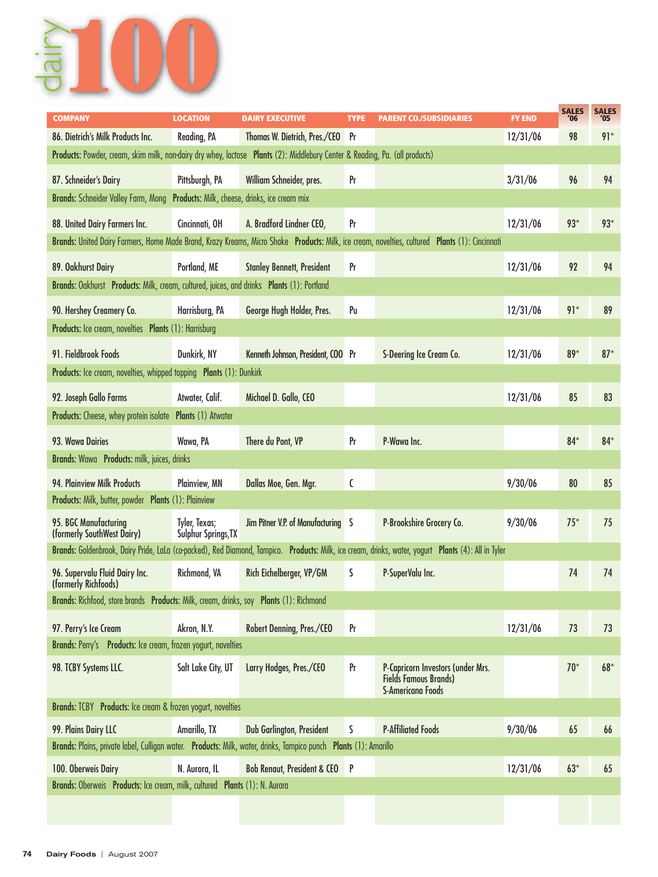# dairy 100

| COMPANY | LOCATION | DAIRY EXECUTIVE | TYPE | PARENT CO./SUBSIDIARIES | FY END | SALES '06 | SALES '05 |
|---|---|---|---|---|---|---|---|
| 86. Dietrich's Milk Products Inc. | Reading, PA | Thomas W. Dietrich, Pres./CEO | Pr | | 12/31/06 | 98 | 91* |
| **Products:** Powder, cream, skim milk, non-dairy dry whey, lactose **Plants** (2): Middlebury Center & Reading, Pa. (all products) | | | | | | | |
| 87. Schneider's Dairy | Pittsburgh, PA | William Schneider, pres. | Pr | | 3/31/06 | 96 | 94 |
| **Brands:** Schneider Valley Farm, Mong **Products:** Milk, cheese, drinks, ice cream mix | | | | | | | |
| 88. United Dairy Farmers Inc. | Cincinnati, OH | A. Bradford Lindner CEO, | Pr | | 12/31/06 | 93* | 93* |
| **Brands:** United Dairy Farmers, Home Made Brand, Krazy Kreams, Micro Shake **Products:** Milk, ice cream, novelties, cultured **Plants** (1): Cincinnati | | | | | | | |
| 89. Oakhurst Dairy | Portland, ME | Stanley Bennett, President | Pr | | 12/31/06 | 92 | 94 |
| **Brands:** Oakhurst **Products:** Milk, cream, cultured, juices, and drinks **Plants** (1): Portland | | | | | | | |
| 90. Hershey Creamery Co. | Harrisburg, PA | George Hugh Holder, Pres. | Pu | | 12/31/06 | 91* | 89 |
| **Products:** Ice cream, novelties **Plants** (1): Harrisburg | | | | | | | |
| 91. Fieldbrook Foods | Dunkirk, NY | Kenneth Johnson, President, COO | Pr | S-Deering Ice Cream Co. | 12/31/06 | 89* | 87* |
| **Products:** Ice cream, novelties, whipped topping **Plants** (1): Dunkirk | | | | | | | |
| 92. Joseph Gallo Farms | Atwater, Calif. | Michael D. Gallo, CEO | | | 12/31/06 | 85 | 83 |
| **Products:** Cheese, whey protein isolate **Plants** (1) Atwater | | | | | | | |
| 93. Wawa Dairies | Wawa, PA | There du Pont, VP | Pr | P-Wawa Inc. | | 84* | 84* |
| **Brands:** Wawa **Products:** milk, juices, drinks | | | | | | | |
| 94. Plainview Milk Products | Plainview, MN | Dallas Moe, Gen. Mgr. | C | | 9/30/06 | 80 | 85 |
| **Products:** Milk, butter, powder **Plants** (1): Plainview | | | | | | | |
| 95. BGC Manufacturing (formerly SouthWest Dairy) | Tyler, Texas; Sulphur Springs,TX | Jim Pitner V.P. of Manufacturing | S | P-Brookshire Grocery Co. | 9/30/06 | 75* | 75 |
| **Brands:** Goldenbrook, Dairy Pride, LaLa (co-packed), Red Diamond, Tampico. **Products:** Milk, ice cream, drinks, water, yogurt **Plants** (4): All in Tyler | | | | | | | |
| 96. Supervalu Fluid Dairy Inc. (formerly Richfoods) | Richmond, VA | Rich Eichelberger, VP/GM | S | P-SuperValu Inc. | | 74 | 74 |
| **Brands:** Richfood, store brands **Products:** Milk, cream, drinks, soy **Plants** (1): Richmond | | | | | | | |
| 97. Perry's Ice Cream | Akron, N.Y. | Robert Denning, Pres./CEO | Pr | | 12/31/06 | 73 | 73 |
| **Brands:** Perry's **Products:** Ice cream, frozen yogurt, novelties | | | | | | | |
| 98. TCBY Systems LLC. | Salt Lake City, UT | Larry Hodges, Pres./CEO | Pr | P-Capricorn Investors (under Mrs. Fields Famous Brands) S-Americana Foods | | 70* | 68* |
| **Brands:** TCBY **Products:** Ice cream & frozen yogurt, novelties | | | | | | | |
| 99. Plains Dairy LLC | Amarillo, TX | Dub Garlington, President | S | P-Affiliated Foods | 9/30/06 | 65 | 66 |
| **Brands:** Plains, private label, Culligan water. **Products:** Milk, water, drinks, Tampico punch **Plants** (1): Amarillo | | | | | | | |
| 100. Oberweis Dairy | N. Aurora, IL | Bob Renaut, President & CEO | P | | 12/31/06 | 63* | 65 |
| **Brands:** Oberweis **Products:** Ice cream, milk, cultured **Plants** (1): N. Aurora | | | | | | | |